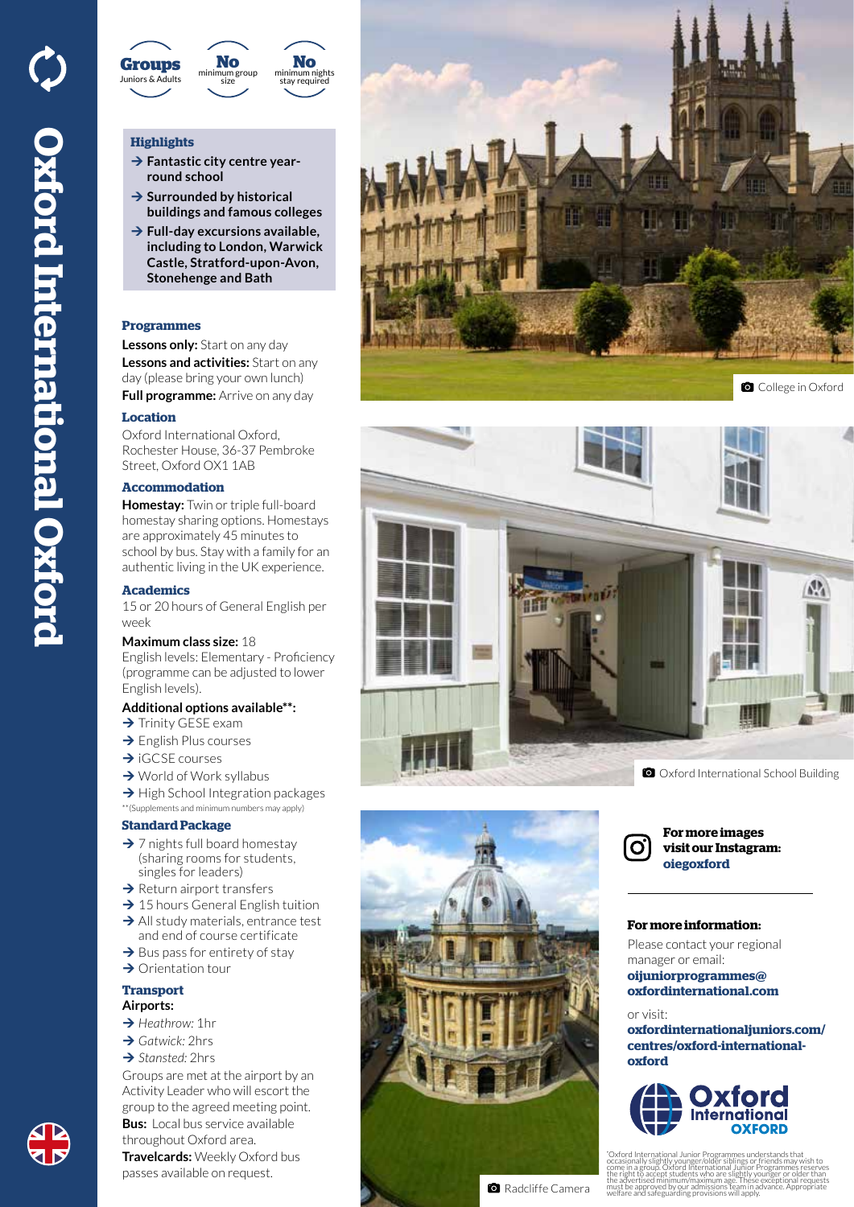# Oxford International Oxford

**Groups** Juniors & Adults | **No** minimum group size | **No** minimum nights stay required

### Highlights

- **Fantastic city centre year-round school**
- **Surrounded by historical buildings and famous colleges**
- **Full-day excursions available, including to London, Warwick Castle, Stratford-upon-Avon, Stonehenge and Bath**

### Programmes

**Lessons only:** Start on any day
**Lessons and activities:** Start on any day (please bring your own lunch)
**Full programme:** Arrive on any day

### Location

Oxford International Oxford, Rochester House, 36-37 Pembroke Street, Oxford OX1 1AB

### Accommodation

**Homestay:** Twin or triple full-board homestay sharing options. Homestays are approximately 45 minutes to school by bus. Stay with a family for an authentic living in the UK experience.

### Academics

15 or 20 hours of General English per week

**Maximum class size:** 18
English levels: Elementary - Proficiency (programme can be adjusted to lower English levels).

**Additional options available**:**
- Trinity GESE exam
- English Plus courses
- iGCSE courses
- World of Work syllabus
- High School Integration packages

**(Supplements and minimum numbers may apply)

### Standard Package

- 7 nights full board homestay (sharing rooms for students, singles for leaders)
- Return airport transfers
- 15 hours General English tuition
- All study materials, entrance test and end of course certificate
- Bus pass for entirety of stay
- Orientation tour

### Transport

**Airports:**
- *Heathrow:* 1hr
- *Gatwick:* 2hrs
- *Stansted:* 2hrs

Groups are met at the airport by an Activity Leader who will escort the group to the agreed meeting point.
**Bus:** Local bus service available throughout Oxford area.
**Travelcards:** Weekly Oxford bus passes available on request.

College in Oxford

Oxford International School Building

Radcliffe Camera

**For more images visit our Instagram: oiegoxford**

**For more information:**
Please contact your regional manager or email: **oijuniorprogrammes@oxfordinternational.com**

or visit: **oxfordinternationaljuniors.com/centres/oxford-international-oxford**

Oxford International OXFORD

*Oxford International Junior Programmes understands that occasionally slightly younger/older siblings or friends may wish to come in a group. Oxford International Junior Programmes reserves the right to accept students who are slightly younger or older than the advertised minimum/maximum age. These exceptional requests must be approved by our admissions team in advance. Appropriate welfare and safeguarding provisions will apply.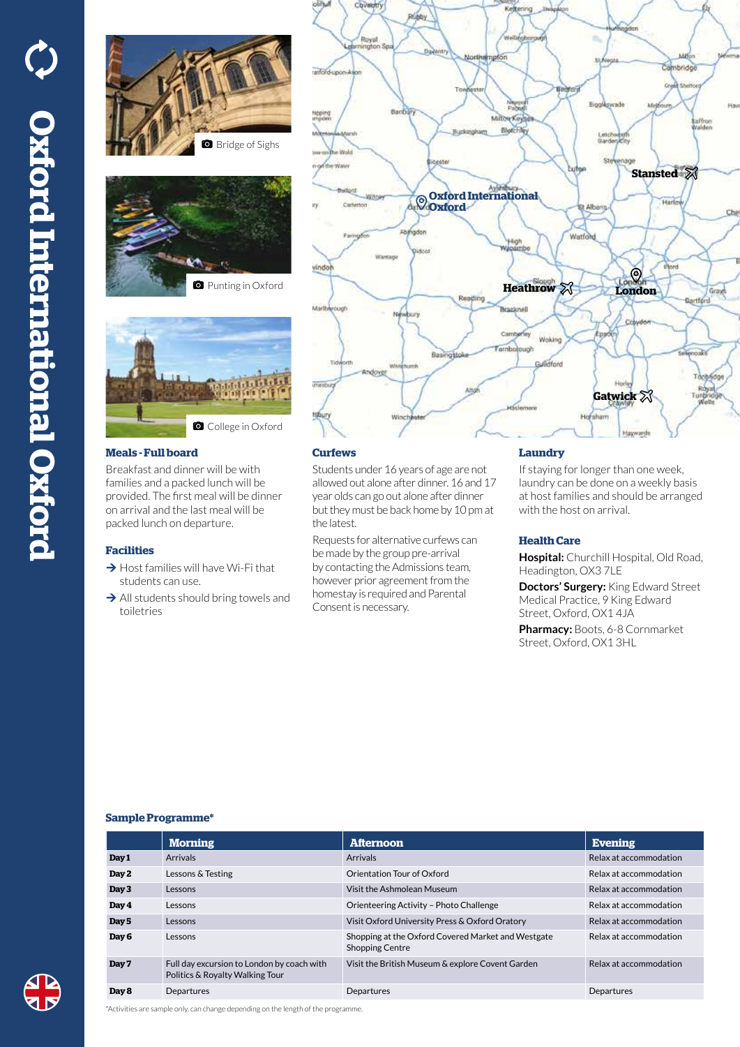# Oxford International Oxford

Bridge of Sighs

Punting in Oxford

College in Oxford

Oxford International Oxford

Stansted

Heathrow

London

Gatwick

### Meals - Full board

Breakfast and dinner will be with families and a packed lunch will be provided. The first meal will be dinner on arrival and the last meal will be packed lunch on departure.

### Facilities

- → Host families will have Wi-Fi that students can use.
- → All students should bring towels and toiletries

### Curfews

Students under 16 years of age are not allowed out alone after dinner. 16 and 17 year olds can go out alone after dinner but they must be back home by 10 pm at the latest.

Requests for alternative curfews can be made by the group pre-arrival by contacting the Admissions team, however prior agreement from the homestay is required and Parental Consent is necessary.

### Laundry

If staying for longer than one week, laundry can be done on a weekly basis at host families and should be arranged with the host on arrival.

### Health Care

**Hospital:** Churchill Hospital, Old Road, Headington, OX3 7LE

**Doctors' Surgery:** King Edward Street Medical Practice, 9 King Edward Street, Oxford, OX1 4JA

**Pharmacy:** Boots, 6-8 Cornmarket Street, Oxford, OX1 3HL

### Sample Programme*

| | Morning | Afternoon | Evening |
|---|---|---|---|
| **Day 1** | Arrivals | Arrivals | Relax at accommodation |
| **Day 2** | Lessons & Testing | Orientation Tour of Oxford | Relax at accommodation |
| **Day 3** | Lessons | Visit the Ashmolean Museum | Relax at accommodation |
| **Day 4** | Lessons | Orienteering Activity – Photo Challenge | Relax at accommodation |
| **Day 5** | Lessons | Visit Oxford University Press & Oxford Oratory | Relax at accommodation |
| **Day 6** | Lessons | Shopping at the Oxford Covered Market and Westgate Shopping Centre | Relax at accommodation |
| **Day 7** | Full day excursion to London by coach with Politics & Royalty Walking Tour | Visit the British Museum & explore Covent Garden | Relax at accommodation |
| **Day 8** | Departures | Departures | Departures |

*Activities are sample only, can change depending on the length of the programme.